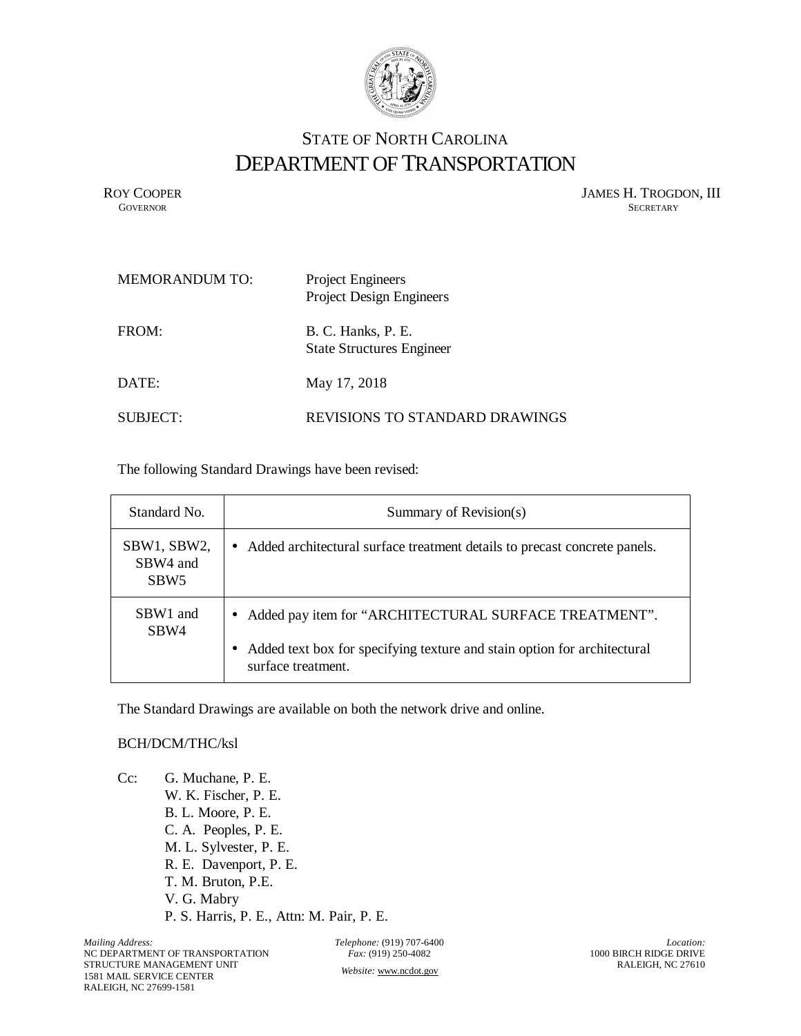STATE OF NORTH CAROLINA

# DEPARTMENT OF TRANSPORTATION

ROY COOPER
GOVERNOR

JAMES H. TROGDON, III
SECRETARY

MEMORANDUM TO: Project Engineers
Project Design Engineers

FROM: B. C. Hanks, P. E.
State Structures Engineer

DATE: May 17, 2018

SUBJECT: REVISIONS TO STANDARD DRAWINGS

The following Standard Drawings have been revised:

| Standard No. | Summary of Revision(s) |
| --- | --- |
| SBW1, SBW2, SBW4 and SBW5 | • Added architectural surface treatment details to precast concrete panels. |
| SBW1 and SBW4 | • Added pay item for "ARCHITECTURAL SURFACE TREATMENT".<br>• Added text box for specifying texture and stain option for architectural surface treatment. |

The Standard Drawings are available on both the network drive and online.

BCH/DCM/THC/ksl

Cc: G. Muchane, P. E.
W. K. Fischer, P. E.
B. L. Moore, P. E.
C. A. Peoples, P. E.
M. L. Sylvester, P. E.
R. E. Davenport, P. E.
T. M. Bruton, P.E.
V. G. Mabry
P. S. Harris, P. E., Attn: M. Pair, P. E.

*Mailing Address:*
NC DEPARTMENT OF TRANSPORTATION
STRUCTURE MANAGEMENT UNIT
1581 MAIL SERVICE CENTER
RALEIGH, NC 27699-1581

*Telephone:* (919) 707-6400
*Fax:* (919) 250-4082
*Website:* www.ncdot.gov

*Location:*
1000 BIRCH RIDGE DRIVE
RALEIGH, NC 27610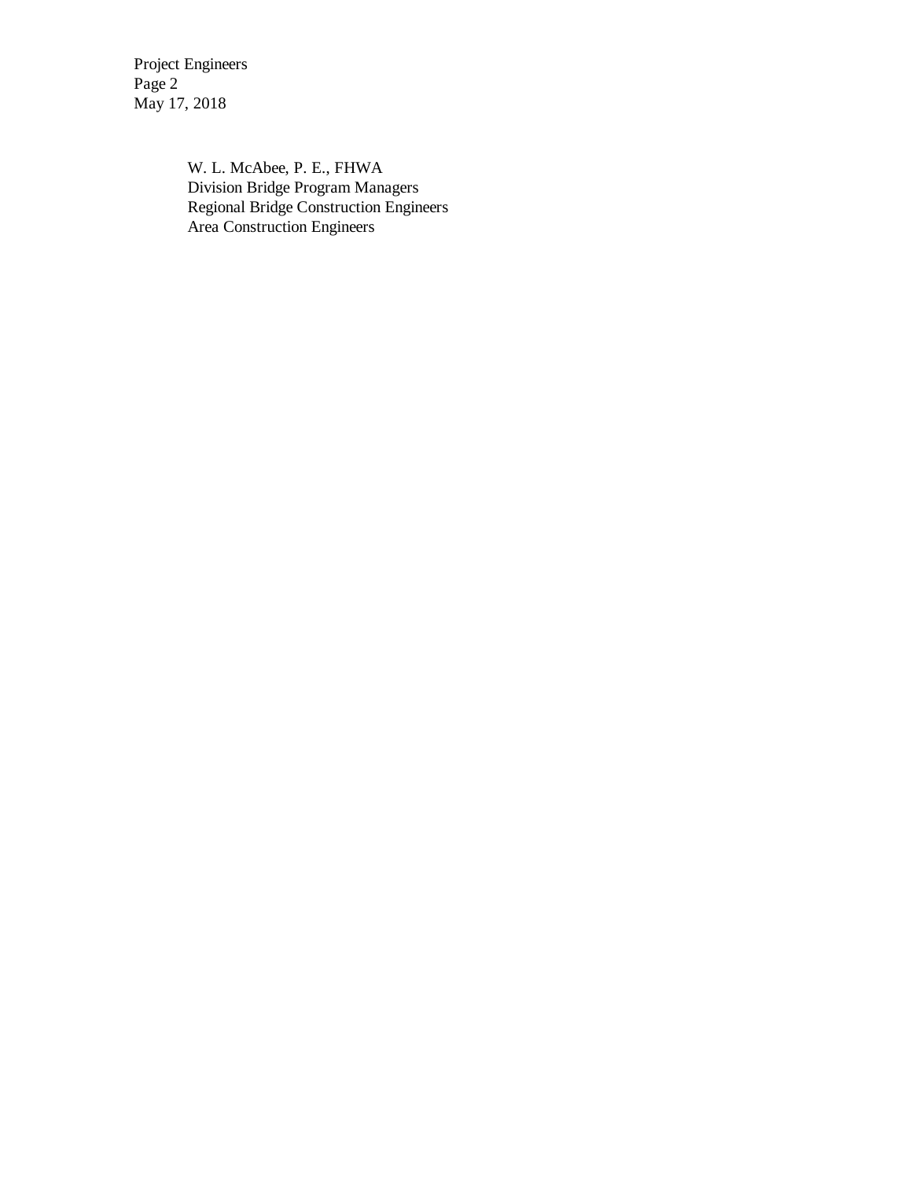W. L. McAbee, P. E., FHWA
Division Bridge Program Managers
Regional Bridge Construction Engineers
Area Construction Engineers